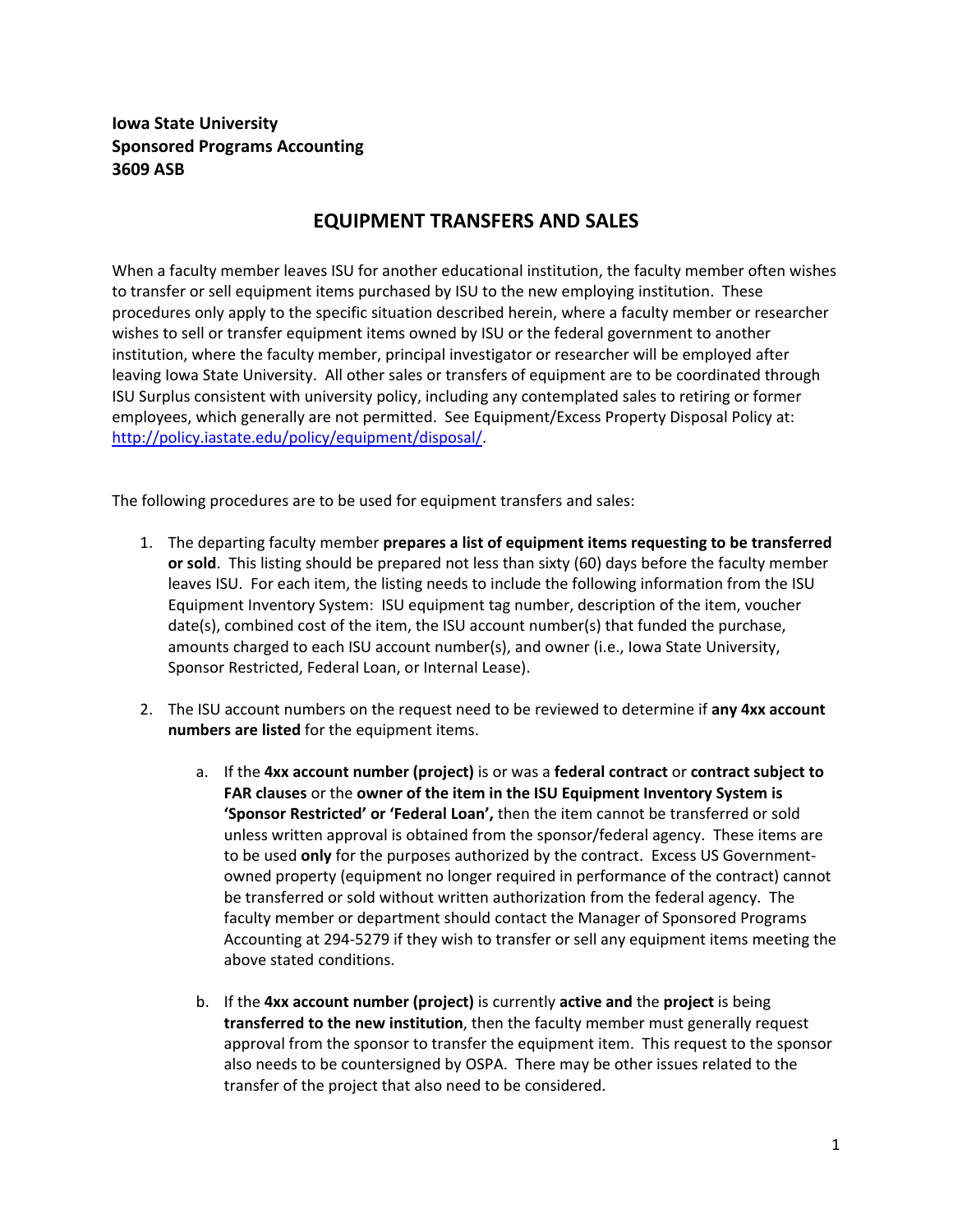**Iowa State University**
**Sponsored Programs Accounting**
**3609 ASB**

# EQUIPMENT TRANSFERS AND SALES

When a faculty member leaves ISU for another educational institution, the faculty member often wishes to transfer or sell equipment items purchased by ISU to the new employing institution. These procedures only apply to the specific situation described herein, where a faculty member or researcher wishes to sell or transfer equipment items owned by ISU or the federal government to another institution, where the faculty member, principal investigator or researcher will be employed after leaving Iowa State University. All other sales or transfers of equipment are to be coordinated through ISU Surplus consistent with university policy, including any contemplated sales to retiring or former employees, which generally are not permitted. See Equipment/Excess Property Disposal Policy at: [http://policy.iastate.edu/policy/equipment/disposal/](http://policy.iastate.edu/policy/equipment/disposal/).

The following procedures are to be used for equipment transfers and sales:

1. The departing faculty member **prepares a list of equipment items requesting to be transferred or sold**. This listing should be prepared not less than sixty (60) days before the faculty member leaves ISU. For each item, the listing needs to include the following information from the ISU Equipment Inventory System: ISU equipment tag number, description of the item, voucher date(s), combined cost of the item, the ISU account number(s) that funded the purchase, amounts charged to each ISU account number(s), and owner (i.e., Iowa State University, Sponsor Restricted, Federal Loan, or Internal Lease).

2. The ISU account numbers on the request need to be reviewed to determine if **any 4xx account numbers are listed** for the equipment items.

   a. If the **4xx account number (project)** is or was a **federal contract** or **contract subject to FAR clauses** or the **owner of the item in the ISU Equipment Inventory System is 'Sponsor Restricted' or 'Federal Loan',** then the item cannot be transferred or sold unless written approval is obtained from the sponsor/federal agency. These items are to be used **only** for the purposes authorized by the contract. Excess US Government-owned property (equipment no longer required in performance of the contract) cannot be transferred or sold without written authorization from the federal agency. The faculty member or department should contact the Manager of Sponsored Programs Accounting at 294-5279 if they wish to transfer or sell any equipment items meeting the above stated conditions.

   b. If the **4xx account number (project)** is currently **active and** the **project** is being **transferred to the new institution**, then the faculty member must generally request approval from the sponsor to transfer the equipment item. This request to the sponsor also needs to be countersigned by OSPA. There may be other issues related to the transfer of the project that also need to be considered.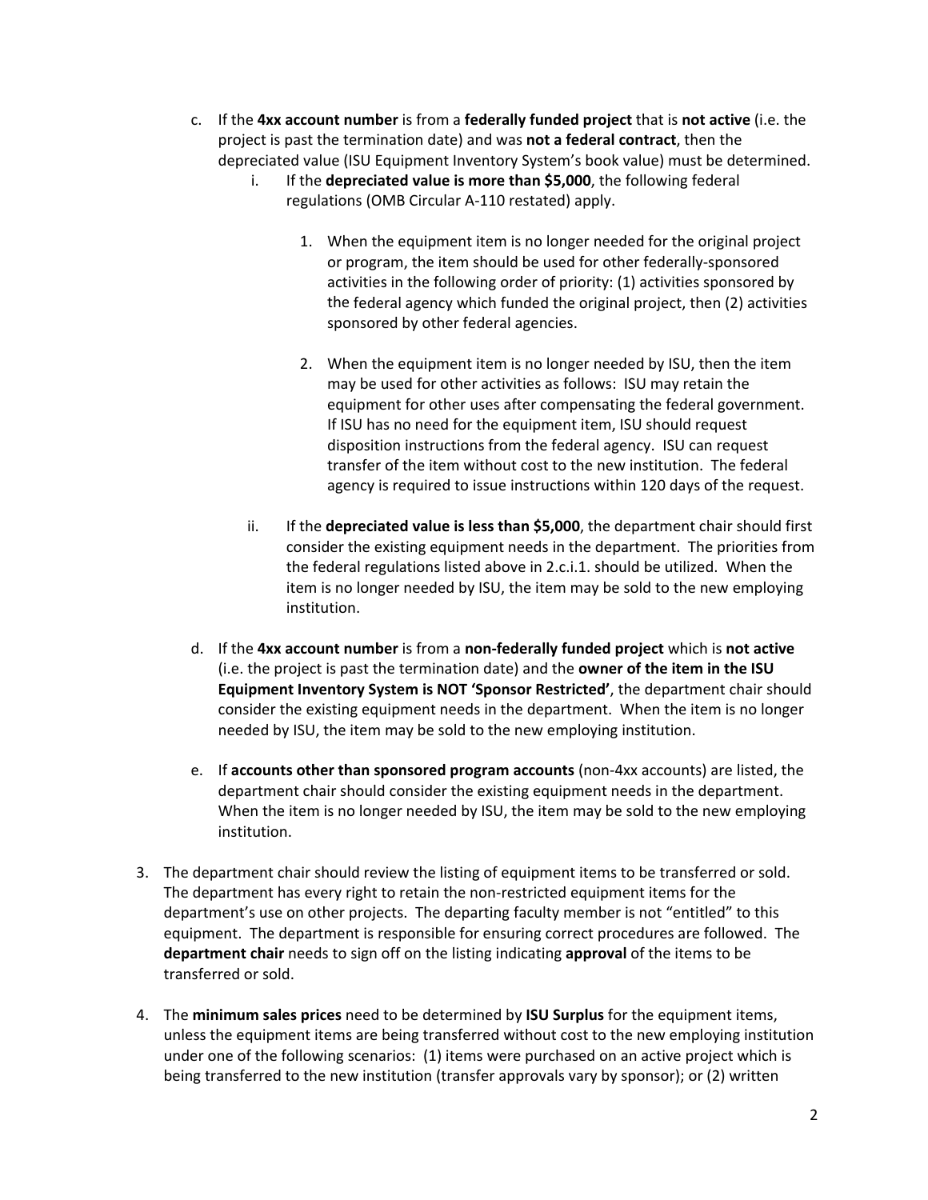c. If the **4xx account number** is from a **federally funded project** that is **not active** (i.e. the project is past the termination date) and was **not a federal contract**, then the depreciated value (ISU Equipment Inventory System's book value) must be determined.

   i. If the **depreciated value is more than $5,000**, the following federal regulations (OMB Circular A-110 restated) apply.

      1. When the equipment item is no longer needed for the original project or program, the item should be used for other federally-sponsored activities in the following order of priority: (1) activities sponsored by the federal agency which funded the original project, then (2) activities sponsored by other federal agencies.

      2. When the equipment item is no longer needed by ISU, then the item may be used for other activities as follows: ISU may retain the equipment for other uses after compensating the federal government. If ISU has no need for the equipment item, ISU should request disposition instructions from the federal agency. ISU can request transfer of the item without cost to the new institution. The federal agency is required to issue instructions within 120 days of the request.

   ii. If the **depreciated value is less than $5,000**, the department chair should first consider the existing equipment needs in the department. The priorities from the federal regulations listed above in 2.c.i.1. should be utilized. When the item is no longer needed by ISU, the item may be sold to the new employing institution.

d. If the **4xx account number** is from a **non-federally funded project** which is **not active** (i.e. the project is past the termination date) and the **owner of the item in the ISU Equipment Inventory System is NOT 'Sponsor Restricted'**, the department chair should consider the existing equipment needs in the department. When the item is no longer needed by ISU, the item may be sold to the new employing institution.

e. If **accounts other than sponsored program accounts** (non-4xx accounts) are listed, the department chair should consider the existing equipment needs in the department. When the item is no longer needed by ISU, the item may be sold to the new employing institution.

3. The department chair should review the listing of equipment items to be transferred or sold. The department has every right to retain the non-restricted equipment items for the department's use on other projects. The departing faculty member is not "entitled" to this equipment. The department is responsible for ensuring correct procedures are followed. The **department chair** needs to sign off on the listing indicating **approval** of the items to be transferred or sold.

4. The **minimum sales prices** need to be determined by **ISU Surplus** for the equipment items, unless the equipment items are being transferred without cost to the new employing institution under one of the following scenarios: (1) items were purchased on an active project which is being transferred to the new institution (transfer approvals vary by sponsor); or (2) written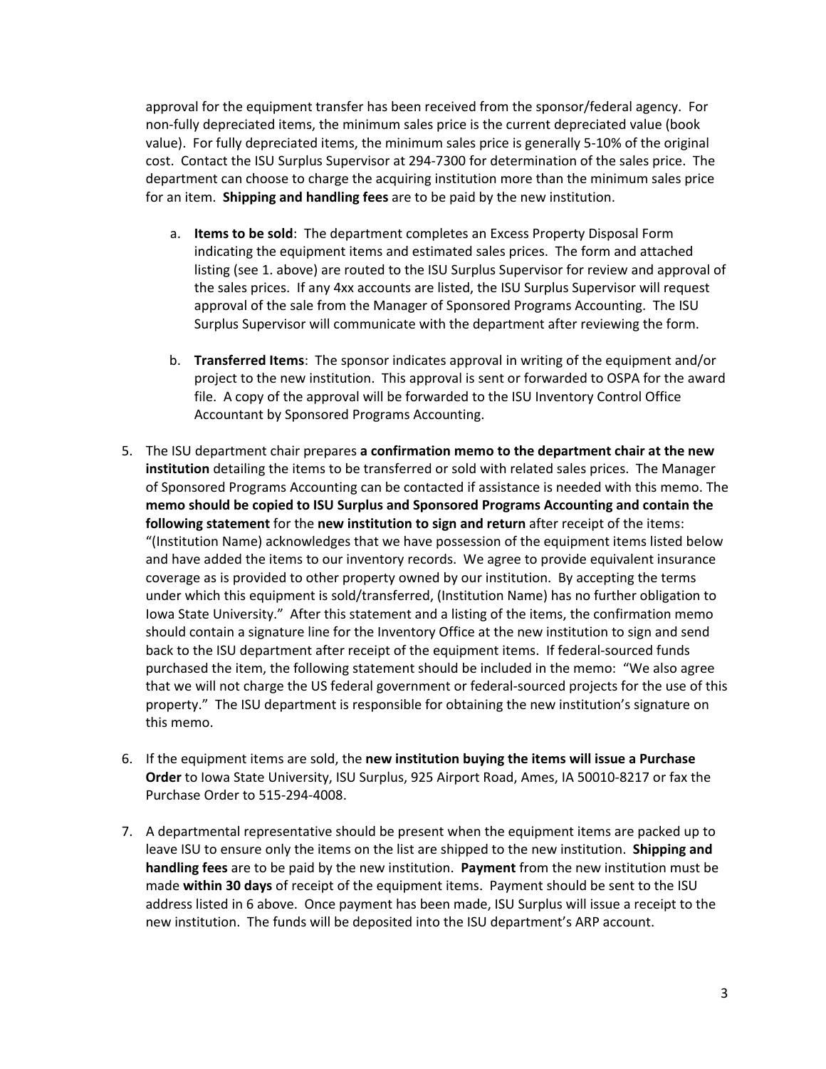approval for the equipment transfer has been received from the sponsor/federal agency. For non-fully depreciated items, the minimum sales price is the current depreciated value (book value). For fully depreciated items, the minimum sales price is generally 5-10% of the original cost. Contact the ISU Surplus Supervisor at 294-7300 for determination of the sales price. The department can choose to charge the acquiring institution more than the minimum sales price for an item. **Shipping and handling fees** are to be paid by the new institution.

   a. **Items to be sold**: The department completes an Excess Property Disposal Form indicating the equipment items and estimated sales prices. The form and attached listing (see 1. above) are routed to the ISU Surplus Supervisor for review and approval of the sales prices. If any 4xx accounts are listed, the ISU Surplus Supervisor will request approval of the sale from the Manager of Sponsored Programs Accounting. The ISU Surplus Supervisor will communicate with the department after reviewing the form.

   b. **Transferred Items**: The sponsor indicates approval in writing of the equipment and/or project to the new institution. This approval is sent or forwarded to OSPA for the award file. A copy of the approval will be forwarded to the ISU Inventory Control Office Accountant by Sponsored Programs Accounting.

5. The ISU department chair prepares **a confirmation memo to the department chair at the new institution** detailing the items to be transferred or sold with related sales prices. The Manager of Sponsored Programs Accounting can be contacted if assistance is needed with this memo. The **memo should be copied to ISU Surplus and Sponsored Programs Accounting and contain the following statement** for the **new institution to sign and return** after receipt of the items: "(Institution Name) acknowledges that we have possession of the equipment items listed below and have added the items to our inventory records. We agree to provide equivalent insurance coverage as is provided to other property owned by our institution. By accepting the terms under which this equipment is sold/transferred, (Institution Name) has no further obligation to Iowa State University." After this statement and a listing of the items, the confirmation memo should contain a signature line for the Inventory Office at the new institution to sign and send back to the ISU department after receipt of the equipment items. If federal-sourced funds purchased the item, the following statement should be included in the memo: "We also agree that we will not charge the US federal government or federal-sourced projects for the use of this property." The ISU department is responsible for obtaining the new institution's signature on this memo.

6. If the equipment items are sold, the **new institution buying the items will issue a Purchase Order** to Iowa State University, ISU Surplus, 925 Airport Road, Ames, IA 50010-8217 or fax the Purchase Order to 515-294-4008.

7. A departmental representative should be present when the equipment items are packed up to leave ISU to ensure only the items on the list are shipped to the new institution. **Shipping and handling fees** are to be paid by the new institution. **Payment** from the new institution must be made **within 30 days** of receipt of the equipment items. Payment should be sent to the ISU address listed in 6 above. Once payment has been made, ISU Surplus will issue a receipt to the new institution. The funds will be deposited into the ISU department's ARP account.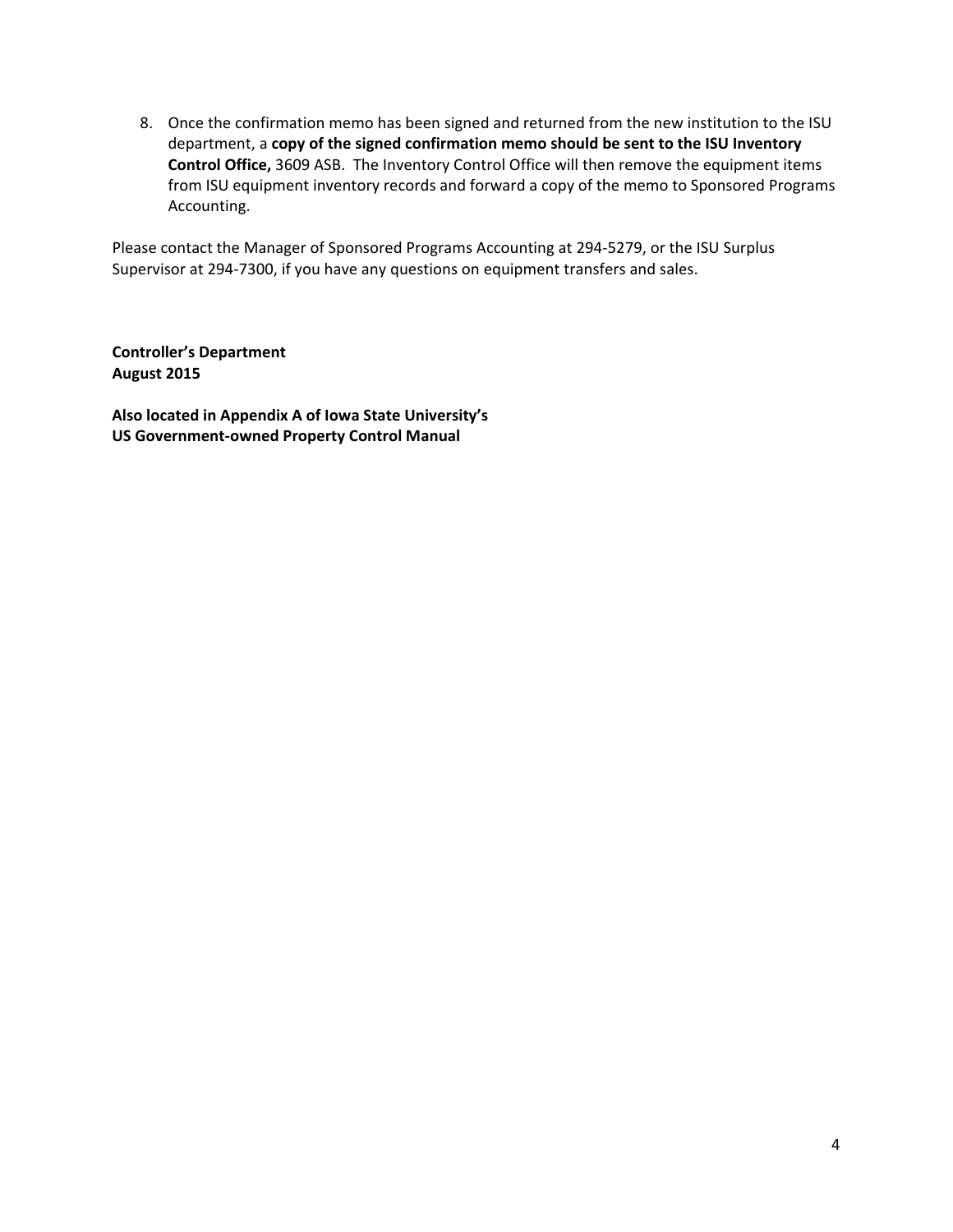8. Once the confirmation memo has been signed and returned from the new institution to the ISU department, a **copy of the signed confirmation memo should be sent to the ISU Inventory Control Office,** 3609 ASB. The Inventory Control Office will then remove the equipment items from ISU equipment inventory records and forward a copy of the memo to Sponsored Programs Accounting.

Please contact the Manager of Sponsored Programs Accounting at 294-5279, or the ISU Surplus Supervisor at 294-7300, if you have any questions on equipment transfers and sales.

**Controller's Department**
**August 2015**

**Also located in Appendix A of Iowa State University's**
**US Government-owned Property Control Manual**